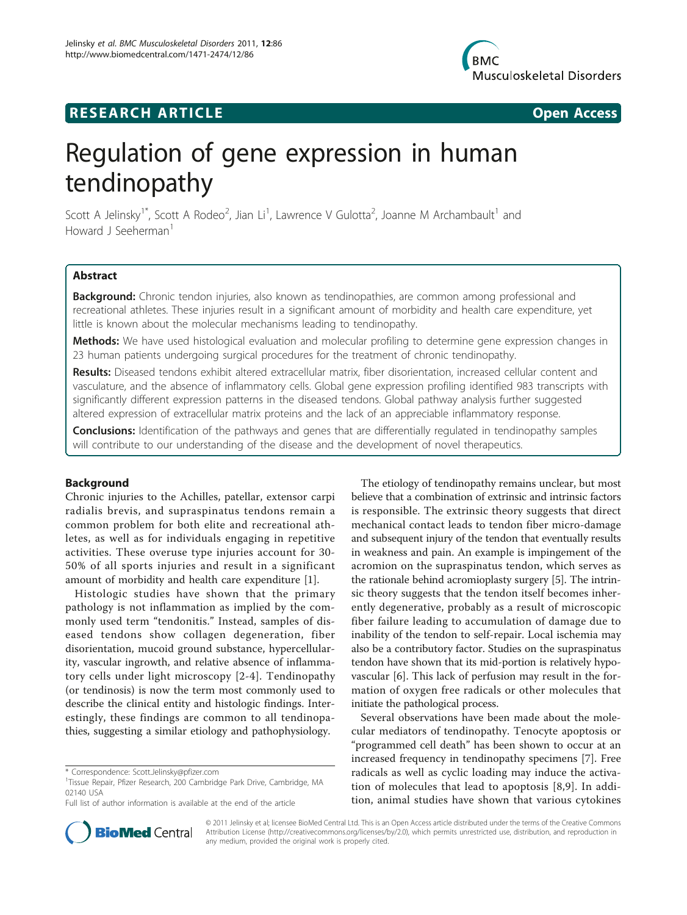RESEARCH ARTICLE Open Access

# Regulation of gene expression in human tendinopathy

Scott A Jelinsky[1*], Scott A Rodeo[2], Jian Li[1], Lawrence V Gulotta[2], Joanne M Archambault[1] and Howard J Seeherman[1]

## Abstract

**Background:** Chronic tendon injuries, also known as tendinopathies, are common among professional and recreational athletes. These injuries result in a significant amount of morbidity and health care expenditure, yet little is known about the molecular mechanisms leading to tendinopathy.

**Methods:** We have used histological evaluation and molecular profiling to determine gene expression changes in 23 human patients undergoing surgical procedures for the treatment of chronic tendinopathy.

**Results:** Diseased tendons exhibit altered extracellular matrix, fiber disorientation, increased cellular content and vasculature, and the absence of inflammatory cells. Global gene expression profiling identified 983 transcripts with significantly different expression patterns in the diseased tendons. Global pathway analysis further suggested altered expression of extracellular matrix proteins and the lack of an appreciable inflammatory response.

**Conclusions:** Identification of the pathways and genes that are differentially regulated in tendinopathy samples will contribute to our understanding of the disease and the development of novel therapeutics.

## Background

Chronic injuries to the Achilles, patellar, extensor carpi radialis brevis, and supraspinatus tendons remain a common problem for both elite and recreational athletes, as well as for individuals engaging in repetitive activities. These overuse type injuries account for 30-50% of all sports injuries and result in a significant amount of morbidity and health care expenditure [1].

Histologic studies have shown that the primary pathology is not inflammation as implied by the commonly used term "tendonitis." Instead, samples of diseased tendons show collagen degeneration, fiber disorientation, mucoid ground substance, hypercellularity, vascular ingrowth, and relative absence of inflammatory cells under light microscopy [2-4]. Tendinopathy (or tendinosis) is now the term most commonly used to describe the clinical entity and histologic findings. Interestingly, these findings are common to all tendinopathies, suggesting a similar etiology and pathophysiology.

The etiology of tendinopathy remains unclear, but most believe that a combination of extrinsic and intrinsic factors is responsible. The extrinsic theory suggests that direct mechanical contact leads to tendon fiber micro-damage and subsequent injury of the tendon that eventually results in weakness and pain. An example is impingement of the acromion on the supraspinatus tendon, which serves as the rationale behind acromioplasty surgery [5]. The intrinsic theory suggests that the tendon itself becomes inherently degenerative, probably as a result of microscopic fiber failure leading to accumulation of damage due to inability of the tendon to self-repair. Local ischemia may also be a contributory factor. Studies on the supraspinatus tendon have shown that its mid-portion is relatively hypovascular [6]. This lack of perfusion may result in the formation of oxygen free radicals or other molecules that initiate the pathological process.

Several observations have been made about the molecular mediators of tendinopathy. Tenocyte apoptosis or "programmed cell death" has been shown to occur at an increased frequency in tendinopathy specimens [7]. Free radicals as well as cyclic loading may induce the activation of molecules that lead to apoptosis [8,9]. In addition, animal studies have shown that various cytokines

* Correspondence: Scott.Jelinsky@pfizer.com
[1]Tissue Repair, Pfizer Research, 200 Cambridge Park Drive, Cambridge, MA 02140 USA
Full list of author information is available at the end of the article

© 2011 Jelinsky et al; licensee BioMed Central Ltd. This is an Open Access article distributed under the terms of the Creative Commons Attribution License (http://creativecommons.org/licenses/by/2.0), which permits unrestricted use, distribution, and reproduction in any medium, provided the original work is properly cited.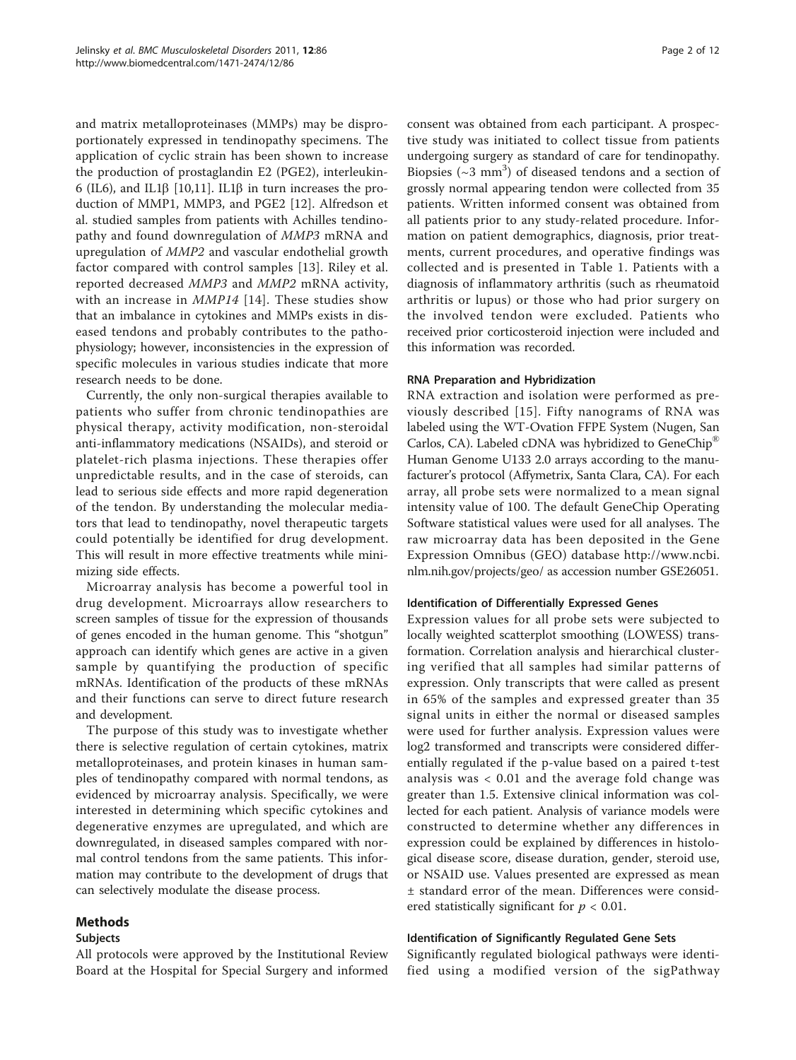and matrix metalloproteinases (MMPs) may be disproportionately expressed in tendinopathy specimens. The application of cyclic strain has been shown to increase the production of prostaglandin E2 (PGE2), interleukin-6 (IL6), and IL1β [10,11]. IL1β in turn increases the production of MMP1, MMP3, and PGE2 [12]. Alfredson et al. studied samples from patients with Achilles tendinopathy and found downregulation of *MMP3* mRNA and upregulation of *MMP2* and vascular endothelial growth factor compared with control samples [13]. Riley et al. reported decreased *MMP3* and *MMP2* mRNA activity, with an increase in *MMP14* [14]. These studies show that an imbalance in cytokines and MMPs exists in diseased tendons and probably contributes to the pathophysiology; however, inconsistencies in the expression of specific molecules in various studies indicate that more research needs to be done.

Currently, the only non-surgical therapies available to patients who suffer from chronic tendinopathies are physical therapy, activity modification, non-steroidal anti-inflammatory medications (NSAIDs), and steroid or platelet-rich plasma injections. These therapies offer unpredictable results, and in the case of steroids, can lead to serious side effects and more rapid degeneration of the tendon. By understanding the molecular mediators that lead to tendinopathy, novel therapeutic targets could potentially be identified for drug development. This will result in more effective treatments while minimizing side effects.

Microarray analysis has become a powerful tool in drug development. Microarrays allow researchers to screen samples of tissue for the expression of thousands of genes encoded in the human genome. This "shotgun" approach can identify which genes are active in a given sample by quantifying the production of specific mRNAs. Identification of the products of these mRNAs and their functions can serve to direct future research and development.

The purpose of this study was to investigate whether there is selective regulation of certain cytokines, matrix metalloproteinases, and protein kinases in human samples of tendinopathy compared with normal tendons, as evidenced by microarray analysis. Specifically, we were interested in determining which specific cytokines and degenerative enzymes are upregulated, and which are downregulated, in diseased samples compared with normal control tendons from the same patients. This information may contribute to the development of drugs that can selectively modulate the disease process.

## Methods

### Subjects

All protocols were approved by the Institutional Review Board at the Hospital for Special Surgery and informed consent was obtained from each participant. A prospective study was initiated to collect tissue from patients undergoing surgery as standard of care for tendinopathy. Biopsies (~3 $mm^3$) of diseased tendons and a section of grossly normal appearing tendon were collected from 35 patients. Written informed consent was obtained from all patients prior to any study-related procedure. Information on patient demographics, diagnosis, prior treatments, current procedures, and operative findings was collected and is presented in Table 1. Patients with a diagnosis of inflammatory arthritis (such as rheumatoid arthritis or lupus) or those who had prior surgery on the involved tendon were excluded. Patients who received prior corticosteroid injection were included and this information was recorded.

### RNA Preparation and Hybridization

RNA extraction and isolation were performed as previously described [15]. Fifty nanograms of RNA was labeled using the WT-Ovation FFPE System (Nugen, San Carlos, CA). Labeled cDNA was hybridized to GeneChip® Human Genome U133 2.0 arrays according to the manufacturer's protocol (Affymetrix, Santa Clara, CA). For each array, all probe sets were normalized to a mean signal intensity value of 100. The default GeneChip Operating Software statistical values were used for all analyses. The raw microarray data has been deposited in the Gene Expression Omnibus (GEO) database http://www.ncbi.nlm.nih.gov/projects/geo/ as accession number GSE26051.

### Identification of Differentially Expressed Genes

Expression values for all probe sets were subjected to locally weighted scatterplot smoothing (LOWESS) transformation. Correlation analysis and hierarchical clustering verified that all samples had similar patterns of expression. Only transcripts that were called as present in 65% of the samples and expressed greater than 35 signal units in either the normal or diseased samples were used for further analysis. Expression values were log2 transformed and transcripts were considered differentially regulated if the p-value based on a paired t-test analysis was < 0.01 and the average fold change was greater than 1.5. Extensive clinical information was collected for each patient. Analysis of variance models were constructed to determine whether any differences in expression could be explained by differences in histological disease score, disease duration, gender, steroid use, or NSAID use. Values presented are expressed as mean ± standard error of the mean. Differences were considered statistically significant for $p < 0.01$.

### Identification of Significantly Regulated Gene Sets

Significantly regulated biological pathways were identified using a modified version of the sigPathway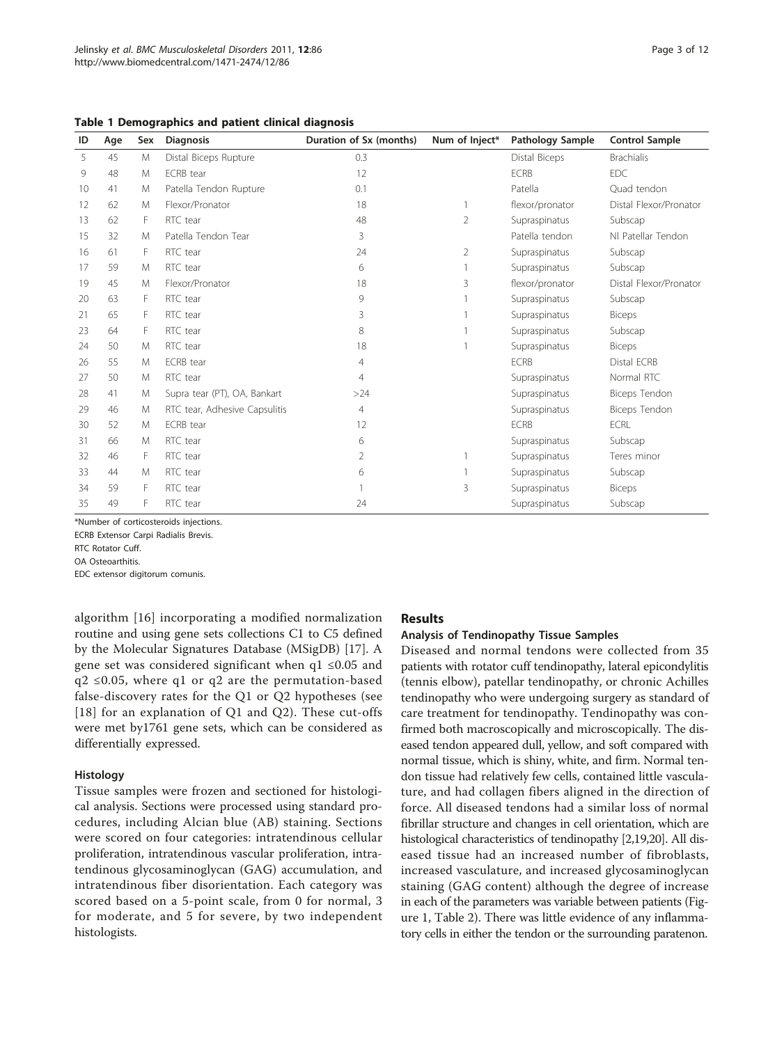**Table 1 Demographics and patient clinical diagnosis**

| ID | Age | Sex | Diagnosis | Duration of Sx (months) | Num of Inject* | Pathology Sample | Control Sample |
|---|---|---|---|---|---|---|---|
| 5 | 45 | M | Distal Biceps Rupture | 0.3 | | Distal Biceps | Brachialis |
| 9 | 48 | M | ECRB tear | 12 | | ECRB | EDC |
| 10 | 41 | M | Patella Tendon Rupture | 0.1 | | Patella | Quad tendon |
| 12 | 62 | M | Flexor/Pronator | 18 | 1 | flexor/pronator | Distal Flexor/Pronator |
| 13 | 62 | F | RTC tear | 48 | 2 | Supraspinatus | Subscap |
| 15 | 32 | M | Patella Tendon Tear | 3 | | Patella tendon | Nl Patellar Tendon |
| 16 | 61 | F | RTC tear | 24 | 2 | Supraspinatus | Subscap |
| 17 | 59 | M | RTC tear | 6 | 1 | Supraspinatus | Subscap |
| 19 | 45 | M | Flexor/Pronator | 18 | 3 | flexor/pronator | Distal Flexor/Pronator |
| 20 | 63 | F | RTC tear | 9 | 1 | Supraspinatus | Subscap |
| 21 | 65 | F | RTC tear | 3 | 1 | Supraspinatus | Biceps |
| 23 | 64 | F | RTC tear | 8 | 1 | Supraspinatus | Subscap |
| 24 | 50 | M | RTC tear | 18 | 1 | Supraspinatus | Biceps |
| 26 | 55 | M | ECRB tear | 4 | | ECRB | Distal ECRB |
| 27 | 50 | M | RTC tear | 4 | | Supraspinatus | Normal RTC |
| 28 | 41 | M | Supra tear (PT), OA, Bankart | >24 | | Supraspinatus | Biceps Tendon |
| 29 | 46 | M | RTC tear, Adhesive Capsulitis | 4 | | Supraspinatus | Biceps Tendon |
| 30 | 52 | M | ECRB tear | 12 | | ECRB | ECRL |
| 31 | 66 | M | RTC tear | 6 | | Supraspinatus | Subscap |
| 32 | 46 | F | RTC tear | 2 | 1 | Supraspinatus | Teres minor |
| 33 | 44 | M | RTC tear | 6 | 1 | Supraspinatus | Subscap |
| 34 | 59 | F | RTC tear | 1 | 3 | Supraspinatus | Biceps |
| 35 | 49 | F | RTC tear | 24 | | Supraspinatus | Subscap |

*Number of corticosteroids injections.

ECRB Extensor Carpi Radialis Brevis.

RTC Rotator Cuff.

OA Osteoarthitis.

EDC extensor digitorum comunis.

algorithm [16] incorporating a modified normalization routine and using gene sets collections C1 to C5 defined by the Molecular Signatures Database (MSigDB) [17]. A gene set was considered significant when $q1 \leq 0.05$ and $q2 \leq 0.05$, where q1 or q2 are the permutation-based false-discovery rates for the Q1 or Q2 hypotheses (see [18] for an explanation of Q1 and Q2). These cut-offs were met by1761 gene sets, which can be considered as differentially expressed.

### Histology

Tissue samples were frozen and sectioned for histological analysis. Sections were processed using standard procedures, including Alcian blue (AB) staining. Sections were scored on four categories: intratendinous cellular proliferation, intratendinous vascular proliferation, intratendinous glycosaminoglycan (GAG) accumulation, and intratendinous fiber disorientation. Each category was scored based on a 5-point scale, from 0 for normal, 3 for moderate, and 5 for severe, by two independent histologists.

## Results

### Analysis of Tendinopathy Tissue Samples

Diseased and normal tendons were collected from 35 patients with rotator cuff tendinopathy, lateral epicondylitis (tennis elbow), patellar tendinopathy, or chronic Achilles tendinopathy who were undergoing surgery as standard of care treatment for tendinopathy. Tendinopathy was confirmed both macroscopically and microscopically. The diseased tendon appeared dull, yellow, and soft compared with normal tissue, which is shiny, white, and firm. Normal tendon tissue had relatively few cells, contained little vasculature, and had collagen fibers aligned in the direction of force. All diseased tendons had a similar loss of normal fibrillar structure and changes in cell orientation, which are histological characteristics of tendinopathy [2,19,20]. All diseased tissue had an increased number of fibroblasts, increased vasculature, and increased glycosaminoglycan staining (GAG content) although the degree of increase in each of the parameters was variable between patients (Figure 1, Table 2). There was little evidence of any inflammatory cells in either the tendon or the surrounding paratenon.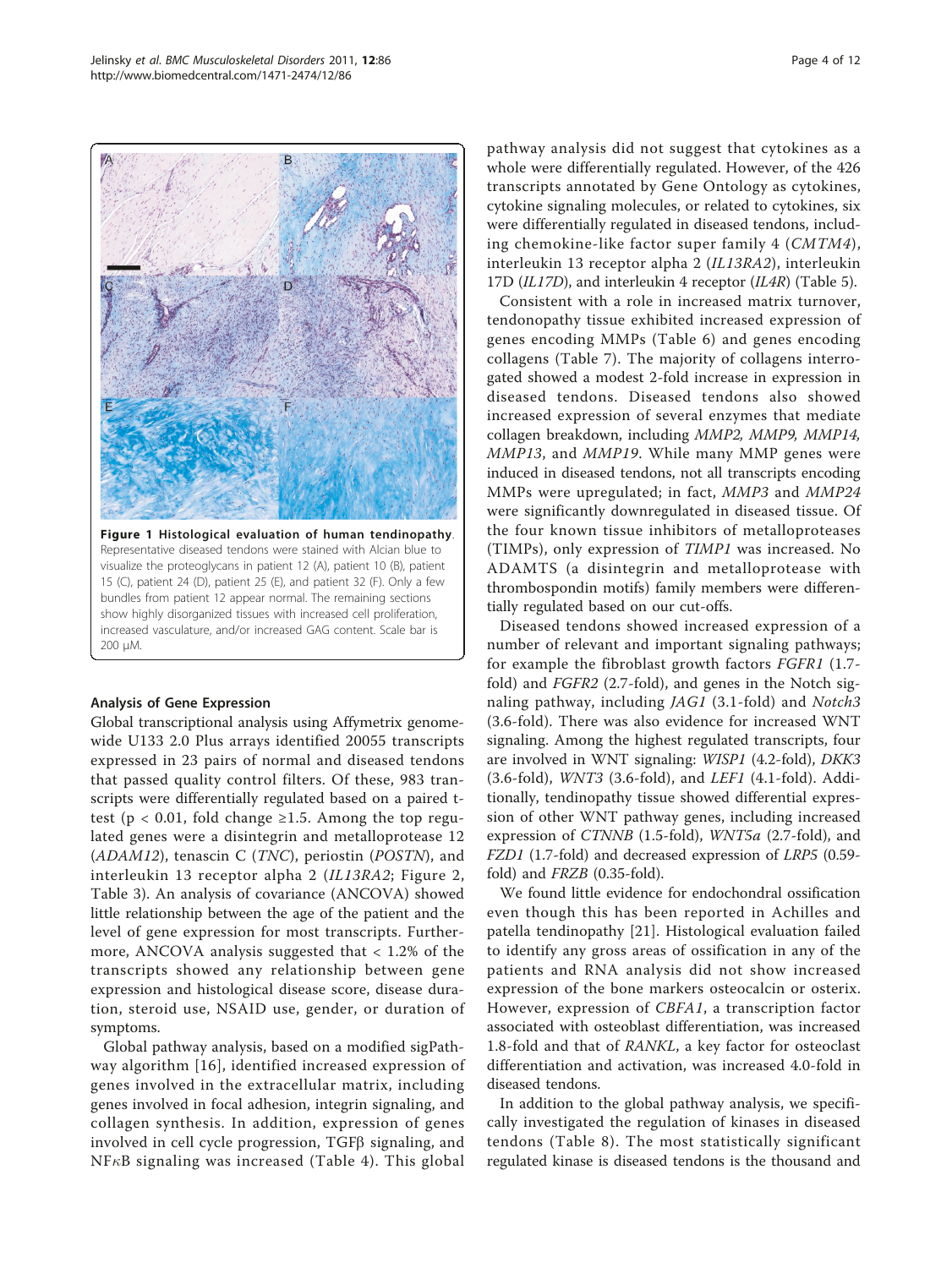**Figure 1 Histological evaluation of human tendinopathy**. Representative diseased tendons were stained with Alcian blue to visualize the proteoglycans in patient 12 (A), patient 10 (B), patient 15 (C), patient 24 (D), patient 25 (E), and patient 32 (F). Only a few bundles from patient 12 appear normal. The remaining sections show highly disorganized tissues with increased cell proliferation, increased vasculature, and/or increased GAG content. Scale bar is 200 μM.

### Analysis of Gene Expression

Global transcriptional analysis using Affymetrix genome-wide U133 2.0 Plus arrays identified 20055 transcripts expressed in 23 pairs of normal and diseased tendons that passed quality control filters. Of these, 983 transcripts were differentially regulated based on a paired t-test ($p < 0.01$, fold change ≥1.5. Among the top regulated genes were a disintegrin and metalloprotease 12 (*ADAM12*), tenascin C (*TNC*), periostin (*POSTN*), and interleukin 13 receptor alpha 2 (*IL13RA2*; Figure 2, Table 3). An analysis of covariance (ANCOVA) showed little relationship between the age of the patient and the level of gene expression for most transcripts. Furthermore, ANCOVA analysis suggested that < 1.2% of the transcripts showed any relationship between gene expression and histological disease score, disease duration, steroid use, NSAID use, gender, or duration of symptoms.

Global pathway analysis, based on a modified sigPathway algorithm [16], identified increased expression of genes involved in the extracellular matrix, including genes involved in focal adhesion, integrin signaling, and collagen synthesis. In addition, expression of genes involved in cell cycle progression, TGFβ signaling, and NFκB signaling was increased (Table 4). This global pathway analysis did not suggest that cytokines as a whole were differentially regulated. However, of the 426 transcripts annotated by Gene Ontology as cytokines, cytokine signaling molecules, or related to cytokines, six were differentially regulated in diseased tendons, including chemokine-like factor super family 4 (*CMTM4*), interleukin 13 receptor alpha 2 (*IL13RA2*), interleukin 17D (*IL17D*), and interleukin 4 receptor (*IL4R*) (Table 5).

Consistent with a role in increased matrix turnover, tendonopathy tissue exhibited increased expression of genes encoding MMPs (Table 6) and genes encoding collagens (Table 7). The majority of collagens interrogated showed a modest 2-fold increase in expression in diseased tendons. Diseased tendons also showed increased expression of several enzymes that mediate collagen breakdown, including *MMP2, MMP9, MMP14, MMP13*, and *MMP19*. While many MMP genes were induced in diseased tendons, not all transcripts encoding MMPs were upregulated; in fact, *MMP3* and *MMP24* were significantly downregulated in diseased tissue. Of the four known tissue inhibitors of metalloproteases (TIMPs), only expression of *TIMP1* was increased. No ADAMTS (a disintegrin and metalloprotease with thrombospondin motifs) family members were differentially regulated based on our cut-offs.

Diseased tendons showed increased expression of a number of relevant and important signaling pathways; for example the fibroblast growth factors *FGFR1* (1.7-fold) and *FGFR2* (2.7-fold), and genes in the Notch signaling pathway, including *JAG1* (3.1-fold) and *Notch3* (3.6-fold). There was also evidence for increased WNT signaling. Among the highest regulated transcripts, four are involved in WNT signaling: *WISP1* (4.2-fold), *DKK3* (3.6-fold), *WNT3* (3.6-fold), and *LEF1* (4.1-fold). Additionally, tendinopathy tissue showed differential expression of other WNT pathway genes, including increased expression of *CTNNB* (1.5-fold), *WNT5a* (2.7-fold), and *FZD1* (1.7-fold) and decreased expression of *LRP5* (0.59-fold) and *FRZB* (0.35-fold).

We found little evidence for endochondral ossification even though this has been reported in Achilles and patella tendinopathy [21]. Histological evaluation failed to identify any gross areas of ossification in any of the patients and RNA analysis did not show increased expression of the bone markers osteocalcin or osterix. However, expression of *CBFA1*, a transcription factor associated with osteoblast differentiation, was increased 1.8-fold and that of *RANKL*, a key factor for osteoclast differentiation and activation, was increased 4.0-fold in diseased tendons.

In addition to the global pathway analysis, we specifically investigated the regulation of kinases in diseased tendons (Table 8). The most statistically significant regulated kinase is diseased tendons is the thousand and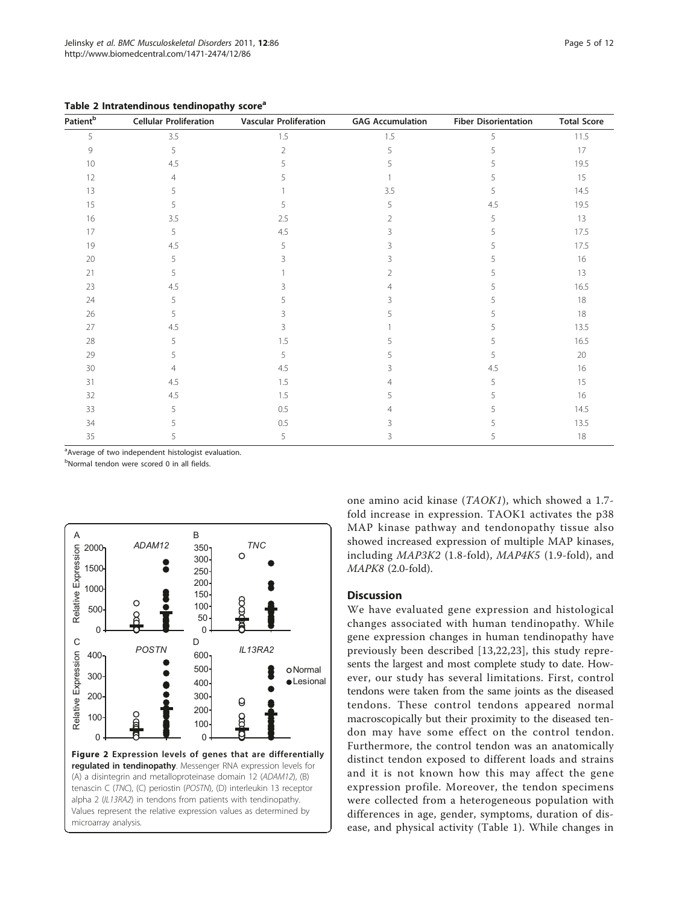**Table 2 Intratendinous tendinopathy score[a]**

| Patient[b] | Cellular Proliferation | Vascular Proliferation | GAG Accumulation | Fiber Disorientation | Total Score |
|---|---|---|---|---|---|
| 5 | 3.5 | 1.5 | 1.5 | 5 | 11.5 |
| 9 | 5 | 2 | 5 | 5 | 17 |
| 10 | 4.5 | 5 | 5 | 5 | 19.5 |
| 12 | 4 | 5 | 1 | 5 | 15 |
| 13 | 5 | 1 | 3.5 | 5 | 14.5 |
| 15 | 5 | 5 | 5 | 4.5 | 19.5 |
| 16 | 3.5 | 2.5 | 2 | 5 | 13 |
| 17 | 5 | 4.5 | 3 | 5 | 17.5 |
| 19 | 4.5 | 5 | 3 | 5 | 17.5 |
| 20 | 5 | 3 | 3 | 5 | 16 |
| 21 | 5 | 1 | 2 | 5 | 13 |
| 23 | 4.5 | 3 | 4 | 5 | 16.5 |
| 24 | 5 | 5 | 3 | 5 | 18 |
| 26 | 5 | 3 | 5 | 5 | 18 |
| 27 | 4.5 | 3 | 1 | 5 | 13.5 |
| 28 | 5 | 1.5 | 5 | 5 | 16.5 |
| 29 | 5 | 5 | 5 | 5 | 20 |
| 30 | 4 | 4.5 | 3 | 4.5 | 16 |
| 31 | 4.5 | 1.5 | 4 | 5 | 15 |
| 32 | 4.5 | 1.5 | 5 | 5 | 16 |
| 33 | 5 | 0.5 | 4 | 5 | 14.5 |
| 34 | 5 | 0.5 | 3 | 5 | 13.5 |
| 35 | 5 | 5 | 3 | 5 | 18 |

[a]Average of two independent histologist evaluation.

[b]Normal tendon were scored 0 in all fields.

**Figure 2 Expression levels of genes that are differentially regulated in tendinopathy**. Messenger RNA expression levels for (A) a disintegrin and metalloproteinase domain 12 (*ADAM12*), (B) tenascin C (*TNC*), (C) periostin (*POSTN*), (D) interleukin 13 receptor alpha 2 (*IL13RA2*) in tendons from patients with tendinopathy. Values represent the relative expression values as determined by microarray analysis.

one amino acid kinase (*TAOK1*), which showed a 1.7-fold increase in expression. TAOK1 activates the p38 MAP kinase pathway and tendonopathy tissue also showed increased expression of multiple MAP kinases, including *MAP3K2* (1.8-fold), *MAP4K5* (1.9-fold), and *MAPK8* (2.0-fold).

## Discussion

We have evaluated gene expression and histological changes associated with human tendinopathy. While gene expression changes in human tendinopathy have previously been described [13,22,23], this study represents the largest and most complete study to date. However, our study has several limitations. First, control tendons were taken from the same joints as the diseased tendons. These control tendons appeared normal macroscopically but their proximity to the diseased tendon may have some effect on the control tendon. Furthermore, the control tendon was an anatomically distinct tendon exposed to different loads and strains and it is not known how this may affect the gene expression profile. Moreover, the tendon specimens were collected from a heterogeneous population with differences in age, gender, symptoms, duration of disease, and physical activity (Table 1). While changes in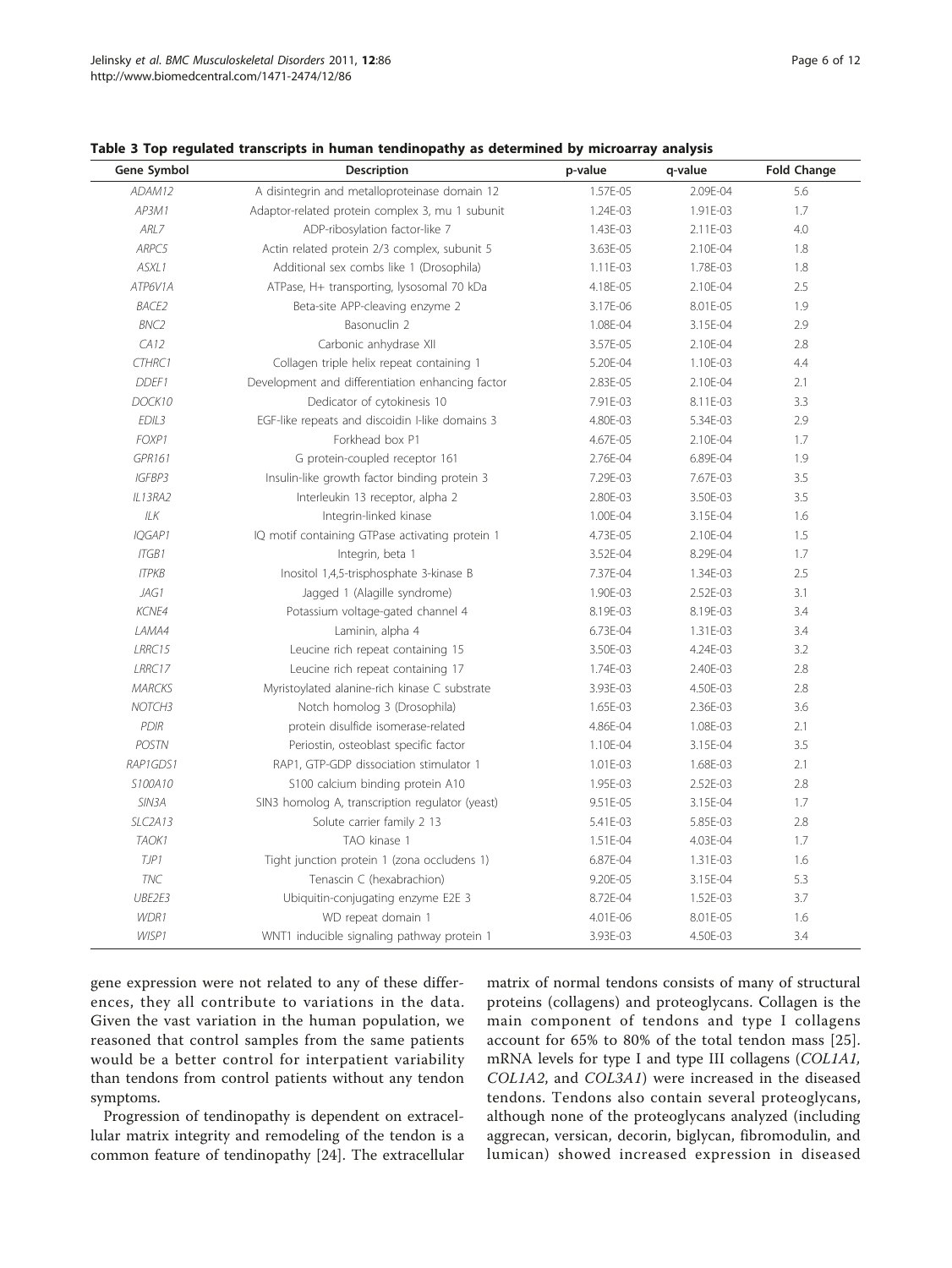**Table 3 Top regulated transcripts in human tendinopathy as determined by microarray analysis**

| Gene Symbol | Description | p-value | q-value | Fold Change |
|---|---|---|---|---|
| *ADAM12* | A disintegrin and metalloproteinase domain 12 | 1.57E-05 | 2.09E-04 | 5.6 |
| *AP3M1* | Adaptor-related protein complex 3, mu 1 subunit | 1.24E-03 | 1.91E-03 | 1.7 |
| *ARL7* | ADP-ribosylation factor-like 7 | 1.43E-03 | 2.11E-03 | 4.0 |
| *ARPC5* | Actin related protein 2/3 complex, subunit 5 | 3.63E-05 | 2.10E-04 | 1.8 |
| *ASXL1* | Additional sex combs like 1 (Drosophila) | 1.11E-03 | 1.78E-03 | 1.8 |
| *ATP6V1A* | ATPase, H+ transporting, lysosomal 70 kDa | 4.18E-05 | 2.10E-04 | 2.5 |
| *BACE2* | Beta-site APP-cleaving enzyme 2 | 3.17E-06 | 8.01E-05 | 1.9 |
| *BNC2* | Basonuclin 2 | 1.08E-04 | 3.15E-04 | 2.9 |
| *CA12* | Carbonic anhydrase XII | 3.57E-05 | 2.10E-04 | 2.8 |
| *CTHRC1* | Collagen triple helix repeat containing 1 | 5.20E-04 | 1.10E-03 | 4.4 |
| *DDEF1* | Development and differentiation enhancing factor | 2.83E-05 | 2.10E-04 | 2.1 |
| *DOCK10* | Dedicator of cytokinesis 10 | 7.91E-03 | 8.11E-03 | 3.3 |
| *EDIL3* | EGF-like repeats and discoidin I-like domains 3 | 4.80E-03 | 5.34E-03 | 2.9 |
| *FOXP1* | Forkhead box P1 | 4.67E-05 | 2.10E-04 | 1.7 |
| *GPR161* | G protein-coupled receptor 161 | 2.76E-04 | 6.89E-04 | 1.9 |
| *IGFBP3* | Insulin-like growth factor binding protein 3 | 7.29E-03 | 7.67E-03 | 3.5 |
| *IL13RA2* | Interleukin 13 receptor, alpha 2 | 2.80E-03 | 3.50E-03 | 3.5 |
| *ILK* | Integrin-linked kinase | 1.00E-04 | 3.15E-04 | 1.6 |
| *IQGAP1* | IQ motif containing GTPase activating protein 1 | 4.73E-05 | 2.10E-04 | 1.5 |
| *ITGB1* | Integrin, beta 1 | 3.52E-04 | 8.29E-04 | 1.7 |
| *ITPKB* | Inositol 1,4,5-trisphosphate 3-kinase B | 7.37E-04 | 1.34E-03 | 2.5 |
| *JAG1* | Jagged 1 (Alagille syndrome) | 1.90E-03 | 2.52E-03 | 3.1 |
| *KCNE4* | Potassium voltage-gated channel 4 | 8.19E-03 | 8.19E-03 | 3.4 |
| *LAMA4* | Laminin, alpha 4 | 6.73E-04 | 1.31E-03 | 3.4 |
| *LRRC15* | Leucine rich repeat containing 15 | 3.50E-03 | 4.24E-03 | 3.2 |
| *LRRC17* | Leucine rich repeat containing 17 | 1.74E-03 | 2.40E-03 | 2.8 |
| *MARCKS* | Myristoylated alanine-rich kinase C substrate | 3.93E-03 | 4.50E-03 | 2.8 |
| *NOTCH3* | Notch homolog 3 (Drosophila) | 1.65E-03 | 2.36E-03 | 3.6 |
| *PDIR* | protein disulfide isomerase-related | 4.86E-04 | 1.08E-03 | 2.1 |
| *POSTN* | Periostin, osteoblast specific factor | 1.10E-04 | 3.15E-04 | 3.5 |
| *RAP1GDS1* | RAP1, GTP-GDP dissociation stimulator 1 | 1.01E-03 | 1.68E-03 | 2.1 |
| *S100A10* | S100 calcium binding protein A10 | 1.95E-03 | 2.52E-03 | 2.8 |
| *SIN3A* | SIN3 homolog A, transcription regulator (yeast) | 9.51E-05 | 3.15E-04 | 1.7 |
| *SLC2A13* | Solute carrier family 2 13 | 5.41E-03 | 5.85E-03 | 2.8 |
| *TAOK1* | TAO kinase 1 | 1.51E-04 | 4.03E-04 | 1.7 |
| *TJP1* | Tight junction protein 1 (zona occludens 1) | 6.87E-04 | 1.31E-03 | 1.6 |
| *TNC* | Tenascin C (hexabrachion) | 9.20E-05 | 3.15E-04 | 5.3 |
| *UBE2E3* | Ubiquitin-conjugating enzyme E2E 3 | 8.72E-04 | 1.52E-03 | 3.7 |
| *WDR1* | WD repeat domain 1 | 4.01E-06 | 8.01E-05 | 1.6 |
| *WISP1* | WNT1 inducible signaling pathway protein 1 | 3.93E-03 | 4.50E-03 | 3.4 |

gene expression were not related to any of these differences, they all contribute to variations in the data. Given the vast variation in the human population, we reasoned that control samples from the same patients would be a better control for interpatient variability than tendons from control patients without any tendon symptoms.

Progression of tendinopathy is dependent on extracellular matrix integrity and remodeling of the tendon is a common feature of tendinopathy [24]. The extracellular matrix of normal tendons consists of many of structural proteins (collagens) and proteoglycans. Collagen is the main component of tendons and type I collagens account for 65% to 80% of the total tendon mass [25]. mRNA levels for type I and type III collagens (*COL1A1*, *COL1A2*, and *COL3A1*) were increased in the diseased tendons. Tendons also contain several proteoglycans, although none of the proteoglycans analyzed (including aggrecan, versican, decorin, biglycan, fibromodulin, and lumican) showed increased expression in diseased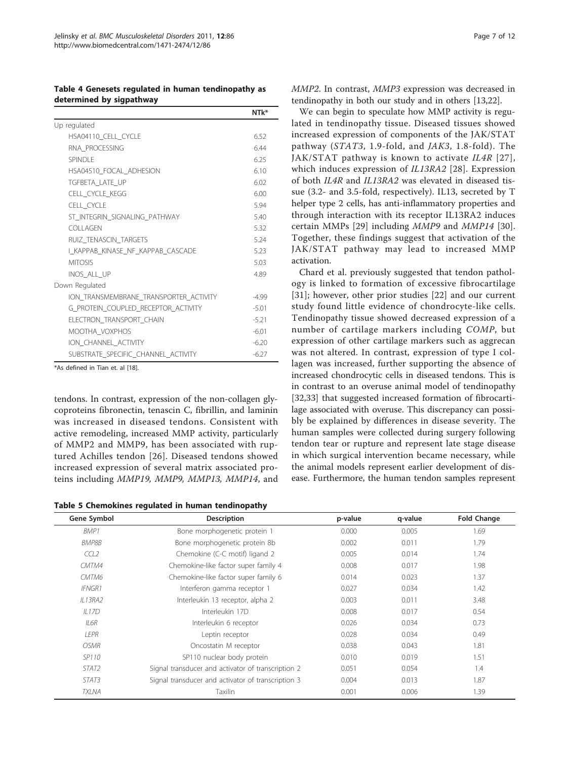**Table 4 Genesets regulated in human tendinopathy as determined by sigpathway**

| | NTk* |
|---|---|
| Up regulated | |
| HSA04110_CELL_CYCLE | 6.52 |
| RNA_PROCESSING | 6.44 |
| SPINDLE | 6.25 |
| HSA04510_FOCAL_ADHESION | 6.10 |
| TGFBETA_LATE_UP | 6.02 |
| CELL_CYCLE_KEGG | 6.00 |
| CELL_CYCLE | 5.94 |
| ST_INTEGRIN_SIGNALING_PATHWAY | 5.40 |
| COLLAGEN | 5.32 |
| RUIZ_TENASCIN_TARGETS | 5.24 |
| I_KAPPAB_KINASE_NF_KAPPAB_CASCADE | 5.23 |
| MITOSIS | 5.03 |
| INOS_ALL_UP | 4.89 |
| Down Regulated | |
| ION_TRANSMEMBRANE_TRANSPORTER_ACTIVITY | -4.99 |
| G_PROTEIN_COUPLED_RECEPTOR_ACTIVITY | -5.01 |
| ELECTRON_TRANSPORT_CHAIN | -5.21 |
| MOOTHA_VOXPHOS | -6.01 |
| ION_CHANNEL_ACTIVITY | -6.20 |
| SUBSTRATE_SPECIFIC_CHANNEL_ACTIVITY | -6.27 |

*As defined in Tian et. al [18].

tendons. In contrast, expression of the non-collagen glycoproteins fibronectin, tenascin C, fibrillin, and laminin was increased in diseased tendons. Consistent with active remodeling, increased MMP activity, particularly of MMP2 and MMP9, has been associated with ruptured Achilles tendon [26]. Diseased tendons showed increased expression of several matrix associated proteins including *MMP19, MMP9, MMP13, MMP14*, and *MMP2*. In contrast, *MMP3* expression was decreased in tendinopathy in both our study and in others [13,22].

We can begin to speculate how MMP activity is regulated in tendinopathy tissue. Diseased tissues showed increased expression of components of the JAK/STAT pathway (*STAT3*, 1.9-fold, and *JAK3*, 1.8-fold). The JAK/STAT pathway is known to activate *IL4R* [27], which induces expression of *IL13RA2* [28]. Expression of both *IL4R* and *IL13RA2* was elevated in diseased tissue (3.2- and 3.5-fold, respectively). IL13, secreted by T helper type 2 cells, has anti-inflammatory properties and through interaction with its receptor IL13RA2 induces certain MMPs [29] including *MMP9* and *MMP14* [30]. Together, these findings suggest that activation of the JAK/STAT pathway may lead to increased MMP activation.

Chard et al. previously suggested that tendon pathology is linked to formation of excessive fibrocartilage [31]; however, other prior studies [22] and our current study found little evidence of chondrocyte-like cells. Tendinopathy tissue showed decreased expression of a number of cartilage markers including *COMP*, but expression of other cartilage markers such as aggrecan was not altered. In contrast, expression of type I collagen was increased, further supporting the absence of increased chondrocytic cells in diseased tendons. This is in contrast to an overuse animal model of tendinopathy [32,33] that suggested increased formation of fibrocartilage associated with overuse. This discrepancy can possibly be explained by differences in disease severity. The human samples were collected during surgery following tendon tear or rupture and represent late stage disease in which surgical intervention became necessary, while the animal models represent earlier development of disease. Furthermore, the human tendon samples represent

**Table 5 Chemokines regulated in human tendinopathy**

| Gene Symbol | Description | p-value | q-value | Fold Change |
|---|---|---|---|---|
| *BMP1* | Bone morphogenetic protein 1 | 0.000 | 0.005 | 1.69 |
| *BMP8B* | Bone morphogenetic protein 8b | 0.002 | 0.011 | 1.79 |
| *CCL2* | Chemokine (C-C motif) ligand 2 | 0.005 | 0.014 | 1.74 |
| *CMTM4* | Chemokine-like factor super family 4 | 0.008 | 0.017 | 1.98 |
| *CMTM6* | Chemokine-like factor super family 6 | 0.014 | 0.023 | 1.37 |
| *IFNGR1* | Interferon gamma receptor 1 | 0.027 | 0.034 | 1.42 |
| *IL13RA2* | Interleukin 13 receptor, alpha 2 | 0.003 | 0.011 | 3.48 |
| *IL17D* | Interleukin 17D | 0.008 | 0.017 | 0.54 |
| *IL6R* | Interleukin 6 receptor | 0.026 | 0.034 | 0.73 |
| *LEPR* | Leptin receptor | 0.028 | 0.034 | 0.49 |
| *OSMR* | Oncostatin M receptor | 0.038 | 0.043 | 1.81 |
| *SP110* | SP110 nuclear body protein | 0.010 | 0.019 | 1.51 |
| *STAT2* | Signal transducer and activator of transcription 2 | 0.051 | 0.054 | 1.4 |
| *STAT3* | Signal transducer and activator of transcription 3 | 0.004 | 0.013 | 1.87 |
| *TXLNA* | Taxilin | 0.001 | 0.006 | 1.39 |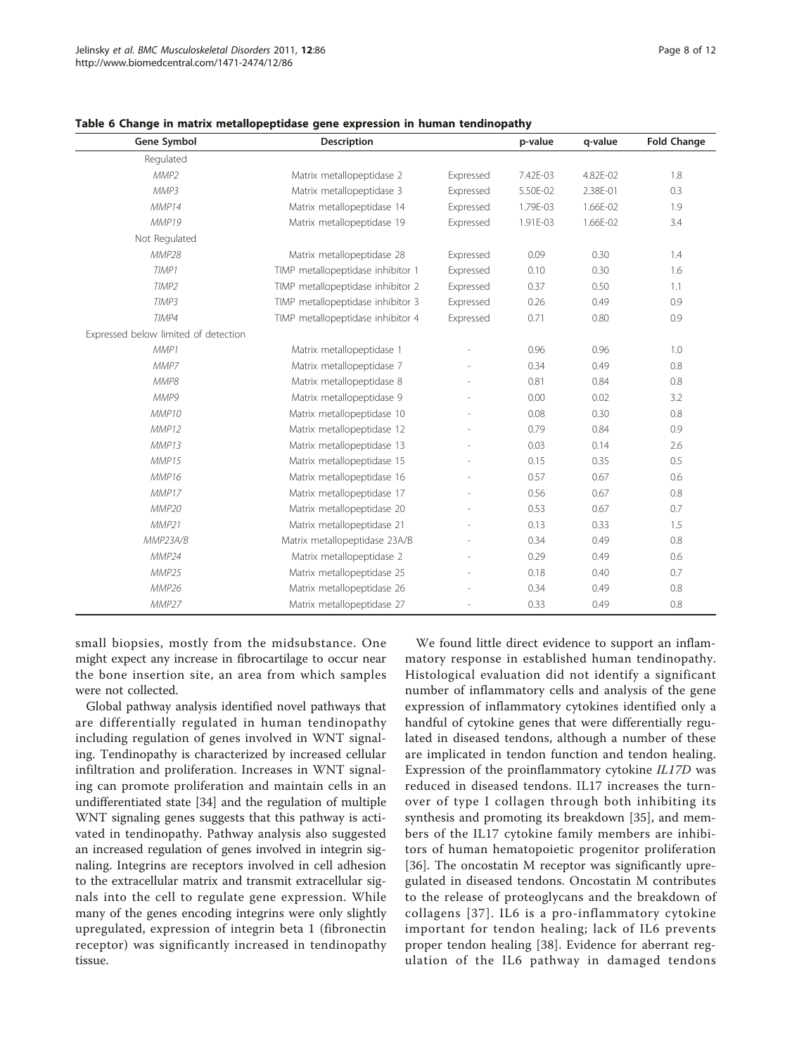**Table 6 Change in matrix metallopeptidase gene expression in human tendinopathy**

| Gene Symbol | Description | | p-value | q-value | Fold Change |
|---|---|---|---|---|---|
| Regulated | | | | | |
| *MMP2* | Matrix metallopeptidase 2 | Expressed | 7.42E-03 | 4.82E-02 | 1.8 |
| *MMP3* | Matrix metallopeptidase 3 | Expressed | 5.50E-02 | 2.38E-01 | 0.3 |
| *MMP14* | Matrix metallopeptidase 14 | Expressed | 1.79E-03 | 1.66E-02 | 1.9 |
| *MMP19* | Matrix metallopeptidase 19 | Expressed | 1.91E-03 | 1.66E-02 | 3.4 |
| Not Regulated | | | | | |
| *MMP28* | Matrix metallopeptidase 28 | Expressed | 0.09 | 0.30 | 1.4 |
| *TIMP1* | TIMP metallopeptidase inhibitor 1 | Expressed | 0.10 | 0.30 | 1.6 |
| *TIMP2* | TIMP metallopeptidase inhibitor 2 | Expressed | 0.37 | 0.50 | 1.1 |
| *TIMP3* | TIMP metallopeptidase inhibitor 3 | Expressed | 0.26 | 0.49 | 0.9 |
| *TIMP4* | TIMP metallopeptidase inhibitor 4 | Expressed | 0.71 | 0.80 | 0.9 |
| Expressed below limited of detection | | | | | |
| *MMP1* | Matrix metallopeptidase 1 | - | 0.96 | 0.96 | 1.0 |
| *MMP7* | Matrix metallopeptidase 7 | - | 0.34 | 0.49 | 0.8 |
| *MMP8* | Matrix metallopeptidase 8 | - | 0.81 | 0.84 | 0.8 |
| *MMP9* | Matrix metallopeptidase 9 | - | 0.00 | 0.02 | 3.2 |
| *MMP10* | Matrix metallopeptidase 10 | - | 0.08 | 0.30 | 0.8 |
| *MMP12* | Matrix metallopeptidase 12 | - | 0.79 | 0.84 | 0.9 |
| *MMP13* | Matrix metallopeptidase 13 | - | 0.03 | 0.14 | 2.6 |
| *MMP15* | Matrix metallopeptidase 15 | - | 0.15 | 0.35 | 0.5 |
| *MMP16* | Matrix metallopeptidase 16 | - | 0.57 | 0.67 | 0.6 |
| *MMP17* | Matrix metallopeptidase 17 | - | 0.56 | 0.67 | 0.8 |
| *MMP20* | Matrix metallopeptidase 20 | - | 0.53 | 0.67 | 0.7 |
| *MMP21* | Matrix metallopeptidase 21 | - | 0.13 | 0.33 | 1.5 |
| *MMP23A/B* | Matrix metallopeptidase 23A/B | - | 0.34 | 0.49 | 0.8 |
| *MMP24* | Matrix metallopeptidase 2 | - | 0.29 | 0.49 | 0.6 |
| *MMP25* | Matrix metallopeptidase 25 | - | 0.18 | 0.40 | 0.7 |
| *MMP26* | Matrix metallopeptidase 26 | - | 0.34 | 0.49 | 0.8 |
| *MMP27* | Matrix metallopeptidase 27 | - | 0.33 | 0.49 | 0.8 |

small biopsies, mostly from the midsubstance. One might expect any increase in fibrocartilage to occur near the bone insertion site, an area from which samples were not collected.

Global pathway analysis identified novel pathways that are differentially regulated in human tendinopathy including regulation of genes involved in WNT signaling. Tendinopathy is characterized by increased cellular infiltration and proliferation. Increases in WNT signaling can promote proliferation and maintain cells in an undifferentiated state [34] and the regulation of multiple WNT signaling genes suggests that this pathway is activated in tendinopathy. Pathway analysis also suggested an increased regulation of genes involved in integrin signaling. Integrins are receptors involved in cell adhesion to the extracellular matrix and transmit extracellular signals into the cell to regulate gene expression. While many of the genes encoding integrins were only slightly upregulated, expression of integrin beta 1 (fibronectin receptor) was significantly increased in tendinopathy tissue.

We found little direct evidence to support an inflammatory response in established human tendinopathy. Histological evaluation did not identify a significant number of inflammatory cells and analysis of the gene expression of inflammatory cytokines identified only a handful of cytokine genes that were differentially regulated in diseased tendons, although a number of these are implicated in tendon function and tendon healing. Expression of the proinflammatory cytokine *IL17D* was reduced in diseased tendons. IL17 increases the turnover of type I collagen through both inhibiting its synthesis and promoting its breakdown [35], and members of the IL17 cytokine family members are inhibitors of human hematopoietic progenitor proliferation [36]. The oncostatin M receptor was significantly upregulated in diseased tendons. Oncostatin M contributes to the release of proteoglycans and the breakdown of collagens [37]. IL6 is a pro-inflammatory cytokine important for tendon healing; lack of IL6 prevents proper tendon healing [38]. Evidence for aberrant regulation of the IL6 pathway in damaged tendons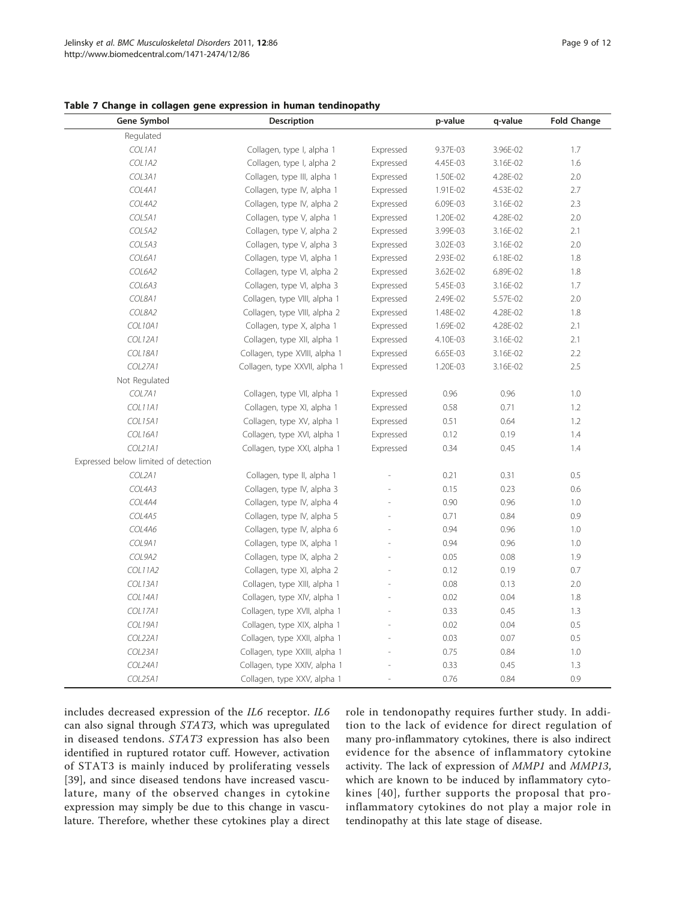**Table 7 Change in collagen gene expression in human tendinopathy**

| Gene Symbol | Description | | p-value | q-value | Fold Change |
|---|---|---|---|---|---|
| Regulated | | | | | |
| *COL1A1* | Collagen, type I, alpha 1 | Expressed | 9.37E-03 | 3.96E-02 | 1.7 |
| *COL1A2* | Collagen, type I, alpha 2 | Expressed | 4.45E-03 | 3.16E-02 | 1.6 |
| *COL3A1* | Collagen, type III, alpha 1 | Expressed | 1.50E-02 | 4.28E-02 | 2.0 |
| *COL4A1* | Collagen, type IV, alpha 1 | Expressed | 1.91E-02 | 4.53E-02 | 2.7 |
| *COL4A2* | Collagen, type IV, alpha 2 | Expressed | 6.09E-03 | 3.16E-02 | 2.3 |
| *COL5A1* | Collagen, type V, alpha 1 | Expressed | 1.20E-02 | 4.28E-02 | 2.0 |
| *COL5A2* | Collagen, type V, alpha 2 | Expressed | 3.99E-03 | 3.16E-02 | 2.1 |
| *COL5A3* | Collagen, type V, alpha 3 | Expressed | 3.02E-03 | 3.16E-02 | 2.0 |
| *COL6A1* | Collagen, type VI, alpha 1 | Expressed | 2.93E-02 | 6.18E-02 | 1.8 |
| *COL6A2* | Collagen, type VI, alpha 2 | Expressed | 3.62E-02 | 6.89E-02 | 1.8 |
| *COL6A3* | Collagen, type VI, alpha 3 | Expressed | 5.45E-03 | 3.16E-02 | 1.7 |
| *COL8A1* | Collagen, type VIII, alpha 1 | Expressed | 2.49E-02 | 5.57E-02 | 2.0 |
| *COL8A2* | Collagen, type VIII, alpha 2 | Expressed | 1.48E-02 | 4.28E-02 | 1.8 |
| *COL10A1* | Collagen, type X, alpha 1 | Expressed | 1.69E-02 | 4.28E-02 | 2.1 |
| *COL12A1* | Collagen, type XII, alpha 1 | Expressed | 4.10E-03 | 3.16E-02 | 2.1 |
| *COL18A1* | Collagen, type XVIII, alpha 1 | Expressed | 6.65E-03 | 3.16E-02 | 2.2 |
| *COL27A1* | Collagen, type XXVII, alpha 1 | Expressed | 1.20E-03 | 3.16E-02 | 2.5 |
| Not Regulated | | | | | |
| *COL7A1* | Collagen, type VII, alpha 1 | Expressed | 0.96 | 0.96 | 1.0 |
| *COL11A1* | Collagen, type XI, alpha 1 | Expressed | 0.58 | 0.71 | 1.2 |
| *COL15A1* | Collagen, type XV, alpha 1 | Expressed | 0.51 | 0.64 | 1.2 |
| *COL16A1* | Collagen, type XVI, alpha 1 | Expressed | 0.12 | 0.19 | 1.4 |
| *COL21A1* | Collagen, type XXI, alpha 1 | Expressed | 0.34 | 0.45 | 1.4 |
| Expressed below limited of detection | | | | | |
| *COL2A1* | Collagen, type II, alpha 1 | - | 0.21 | 0.31 | 0.5 |
| *COL4A3* | Collagen, type IV, alpha 3 | - | 0.15 | 0.23 | 0.6 |
| *COL4A4* | Collagen, type IV, alpha 4 | - | 0.90 | 0.96 | 1.0 |
| *COL4A5* | Collagen, type IV, alpha 5 | - | 0.71 | 0.84 | 0.9 |
| *COL4A6* | Collagen, type IV, alpha 6 | - | 0.94 | 0.96 | 1.0 |
| *COL9A1* | Collagen, type IX, alpha 1 | - | 0.94 | 0.96 | 1.0 |
| *COL9A2* | Collagen, type IX, alpha 2 | - | 0.05 | 0.08 | 1.9 |
| *COL11A2* | Collagen, type XI, alpha 2 | - | 0.12 | 0.19 | 0.7 |
| *COL13A1* | Collagen, type XIII, alpha 1 | - | 0.08 | 0.13 | 2.0 |
| *COL14A1* | Collagen, type XIV, alpha 1 | - | 0.02 | 0.04 | 1.8 |
| *COL17A1* | Collagen, type XVII, alpha 1 | - | 0.33 | 0.45 | 1.3 |
| *COL19A1* | Collagen, type XIX, alpha 1 | - | 0.02 | 0.04 | 0.5 |
| *COL22A1* | Collagen, type XXII, alpha 1 | - | 0.03 | 0.07 | 0.5 |
| *COL23A1* | Collagen, type XXIII, alpha 1 | - | 0.75 | 0.84 | 1.0 |
| *COL24A1* | Collagen, type XXIV, alpha 1 | - | 0.33 | 0.45 | 1.3 |
| *COL25A1* | Collagen, type XXV, alpha 1 | - | 0.76 | 0.84 | 0.9 |

includes decreased expression of the *IL6* receptor. *IL6* can also signal through *STAT3*, which was upregulated in diseased tendons. *STAT3* expression has also been identified in ruptured rotator cuff. However, activation of STAT3 is mainly induced by proliferating vessels [39], and since diseased tendons have increased vasculature, many of the observed changes in cytokine expression may simply be due to this change in vasculature. Therefore, whether these cytokines play a direct role in tendonopathy requires further study. In addition to the lack of evidence for direct regulation of many pro-inflammatory cytokines, there is also indirect evidence for the absence of inflammatory cytokine activity. The lack of expression of *MMP1* and *MMP13*, which are known to be induced by inflammatory cytokines [40], further supports the proposal that pro-inflammatory cytokines do not play a major role in tendinopathy at this late stage of disease.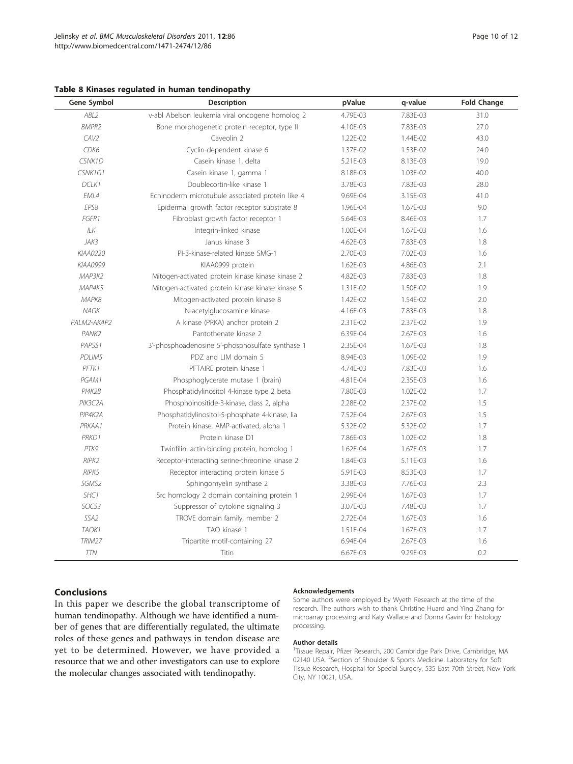**Table 8 Kinases regulated in human tendinopathy**

| Gene Symbol | Description | pValue | q-value | Fold Change |
| --- | --- | --- | --- | --- |
| *ABL2* | v-abl Abelson leukemia viral oncogene homolog 2 | 4.79E-03 | 7.83E-03 | 31.0 |
| *BMPR2* | Bone morphogenetic protein receptor, type II | 4.10E-03 | 7.83E-03 | 27.0 |
| *CAV2* | Caveolin 2 | 1.22E-02 | 1.44E-02 | 43.0 |
| *CDK6* | Cyclin-dependent kinase 6 | 1.37E-02 | 1.53E-02 | 24.0 |
| *CSNK1D* | Casein kinase 1, delta | 5.21E-03 | 8.13E-03 | 19.0 |
| *CSNK1G1* | Casein kinase 1, gamma 1 | 8.18E-03 | 1.03E-02 | 40.0 |
| *DCLK1* | Doublecortin-like kinase 1 | 3.78E-03 | 7.83E-03 | 28.0 |
| *EML4* | Echinoderm microtubule associated protein like 4 | 9.69E-04 | 3.15E-03 | 41.0 |
| *EPS8* | Epidermal growth factor receptor substrate 8 | 1.96E-04 | 1.67E-03 | 9.0 |
| *FGFR1* | Fibroblast growth factor receptor 1 | 5.64E-03 | 8.46E-03 | 1.7 |
| *ILK* | Integrin-linked kinase | 1.00E-04 | 1.67E-03 | 1.6 |
| *JAK3* | Janus kinase 3 | 4.62E-03 | 7.83E-03 | 1.8 |
| *KIAA0220* | PI-3-kinase-related kinase SMG-1 | 2.70E-03 | 7.02E-03 | 1.6 |
| *KIAA0999* | KIAA0999 protein | 1.62E-03 | 4.86E-03 | 2.1 |
| *MAP3K2* | Mitogen-activated protein kinase kinase kinase 2 | 4.82E-03 | 7.83E-03 | 1.8 |
| *MAP4K5* | Mitogen-activated protein kinase kinase kinase 5 | 1.31E-02 | 1.50E-02 | 1.9 |
| *MAPK8* | Mitogen-activated protein kinase 8 | 1.42E-02 | 1.54E-02 | 2.0 |
| *NAGK* | N-acetylglucosamine kinase | 4.16E-03 | 7.83E-03 | 1.8 |
| *PALM2-AKAP2* | A kinase (PRKA) anchor protein 2 | 2.31E-02 | 2.37E-02 | 1.9 |
| *PANK2* | Pantothenate kinase 2 | 6.39E-04 | 2.67E-03 | 1.6 |
| *PAPSS1* | 3'-phosphoadenosine 5'-phosphosulfate synthase 1 | 2.35E-04 | 1.67E-03 | 1.8 |
| *PDLIM5* | PDZ and LIM domain 5 | 8.94E-03 | 1.09E-02 | 1.9 |
| *PFTK1* | PFTAIRE protein kinase 1 | 4.74E-03 | 7.83E-03 | 1.6 |
| *PGAM1* | Phosphoglycerate mutase 1 (brain) | 4.81E-04 | 2.35E-03 | 1.6 |
| *PI4K2B* | Phosphatidylinositol 4-kinase type 2 beta | 7.80E-03 | 1.02E-02 | 1.7 |
| *PIK3C2A* | Phosphoinositide-3-kinase, class 2, alpha | 2.28E-02 | 2.37E-02 | 1.5 |
| *PIP4K2A* | Phosphatidylinositol-5-phosphate 4-kinase, Iia | 7.52E-04 | 2.67E-03 | 1.5 |
| *PRKAA1* | Protein kinase, AMP-activated, alpha 1 | 5.32E-02 | 5.32E-02 | 1.7 |
| *PRKD1* | Protein kinase D1 | 7.86E-03 | 1.02E-02 | 1.8 |
| *PTK9* | Twinfilin, actin-binding protein, homolog 1 | 1.62E-04 | 1.67E-03 | 1.7 |
| *RIPK2* | Receptor-interacting serine-threonine kinase 2 | 1.84E-03 | 5.11E-03 | 1.6 |
| *RIPK5* | Receptor interacting protein kinase 5 | 5.91E-03 | 8.53E-03 | 1.7 |
| *SGMS2* | Sphingomyelin synthase 2 | 3.38E-03 | 7.76E-03 | 2.3 |
| *SHC1* | Src homology 2 domain containing protein 1 | 2.99E-04 | 1.67E-03 | 1.7 |
| *SOCS3* | Suppressor of cytokine signaling 3 | 3.07E-03 | 7.48E-03 | 1.7 |
| *SSA2* | TROVE domain family, member 2 | 2.72E-04 | 1.67E-03 | 1.6 |
| *TAOK1* | TAO kinase 1 | 1.51E-04 | 1.67E-03 | 1.7 |
| *TRIM27* | Tripartite motif-containing 27 | 6.94E-04 | 2.67E-03 | 1.6 |
| *TTN* | Titin | 6.67E-03 | 9.29E-03 | 0.2 |

## Conclusions

In this paper we describe the global transcriptome of human tendinopathy. Although we have identified a number of genes that are differentially regulated, the ultimate roles of these genes and pathways in tendon disease are yet to be determined. However, we have provided a resource that we and other investigators can use to explore the molecular changes associated with tendinopathy.

#### Acknowledgements

Some authors were employed by Wyeth Research at the time of the research. The authors wish to thank Christine Huard and Ying Zhang for microarray processing and Katy Wallace and Donna Gavin for histology processing.

#### Author details

[1]Tissue Repair, Pfizer Research, 200 Cambridge Park Drive, Cambridge, MA 02140 USA. [2]Section of Shoulder & Sports Medicine, Laboratory for Soft Tissue Research, Hospital for Special Surgery, 535 East 70th Street, New York City, NY 10021, USA.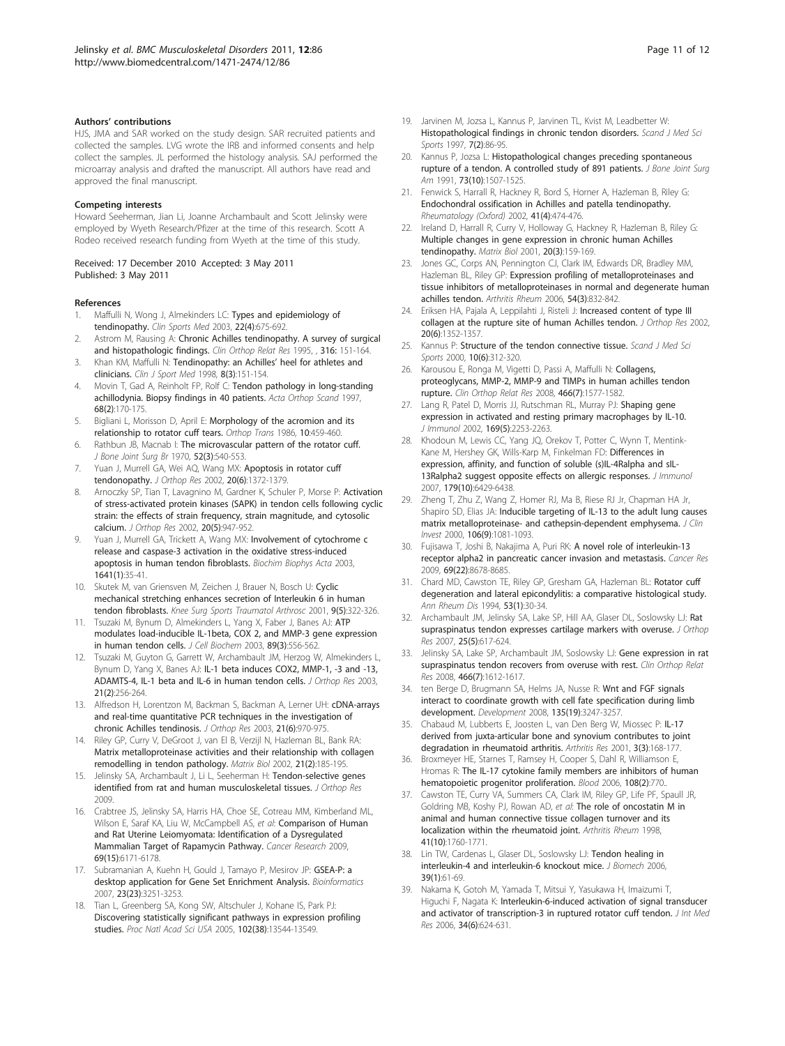#### Authors' contributions

HJS, JMA and SAR worked on the study design. SAR recruited patients and collected the samples. LVG wrote the IRB and informed consents and help collect the samples. JL performed the histology analysis. SAJ performed the microarray analysis and drafted the manuscript. All authors have read and approved the final manuscript.

#### Competing interests

Howard Seeherman, Jian Li, Joanne Archambault and Scott Jelinsky were employed by Wyeth Research/Pfizer at the time of this research. Scott A Rodeo received research funding from Wyeth at the time of this study.

Received: 17 December 2010 Accepted: 3 May 2011
Published: 3 May 2011

#### References

1. Maffulli N, Wong J, Almekinders LC: **Types and epidemiology of tendinopathy.** *Clin Sports Med* 2003, **22(4)**:675-692.
2. Astrom M, Rausing A: **Chronic Achilles tendinopathy. A survey of surgical and histopathologic findings.** *Clin Orthop Relat Res* 1995, , **316**: 151-164.
3. Khan KM, Maffulli N: **Tendinopathy: an Achilles' heel for athletes and clinicians.** *Clin J Sport Med* 1998, **8(3)**:151-154.
4. Movin T, Gad A, Reinholt FP, Rolf C: **Tendon pathology in long-standing achillodynia. Biopsy findings in 40 patients.** *Acta Orthop Scand* 1997, **68(2)**:170-175.
5. Bigliani L, Morisson D, April E: **Morphology of the acromion and its relationship to rotator cuff tears.** *Orthop Trans* 1986, **10**:459-460.
6. Rathbun JB, Macnab I: **The microvascular pattern of the rotator cuff.** *J Bone Joint Surg Br* 1970, **52(3)**:540-553.
7. Yuan J, Murrell GA, Wei AQ, Wang MX: **Apoptosis in rotator cuff tendonopathy.** *J Orthop Res* 2002, **20(6)**:1372-1379.
8. Arnoczky SP, Tian T, Lavagnino M, Gardner K, Schuler P, Morse P: **Activation of stress-activated protein kinases (SAPK) in tendon cells following cyclic strain: the effects of strain frequency, strain magnitude, and cytosolic calcium.** *J Orthop Res* 2002, **20(5)**:947-952.
9. Yuan J, Murrell GA, Trickett A, Wang MX: **Involvement of cytochrome c release and caspase-3 activation in the oxidative stress-induced apoptosis in human tendon fibroblasts.** *Biochim Biophys Acta* 2003, **1641(1)**:35-41.
10. Skutek M, van Griensven M, Zeichen J, Brauer N, Bosch U: **Cyclic mechanical stretching enhances secretion of Interleukin 6 in human tendon fibroblasts.** *Knee Surg Sports Traumatol Arthrosc* 2001, **9(5)**:322-326.
11. Tsuzaki M, Bynum D, Almekinders L, Yang X, Faber J, Banes AJ: **ATP modulates load-inducible IL-1beta, COX 2, and MMP-3 gene expression in human tendon cells.** *J Cell Biochem* 2003, **89(3)**:556-562.
12. Tsuzaki M, Guyton G, Garrett W, Archambault JM, Herzog W, Almekinders L, Bynum D, Yang X, Banes AJ: **IL-1 beta induces COX2, MMP-1, -3 and -13, ADAMTS-4, IL-1 beta and IL-6 in human tendon cells.** *J Orthop Res* 2003, **21(2)**:256-264.
13. Alfredson H, Lorentzon M, Backman S, Backman A, Lerner UH: **cDNA-arrays and real-time quantitative PCR techniques in the investigation of chronic Achilles tendinosis.** *J Orthop Res* 2003, **21(6)**:970-975.
14. Riley GP, Curry V, DeGroot J, van El B, Verzijl N, Hazleman BL, Bank RA: **Matrix metalloproteinase activities and their relationship with collagen remodelling in tendon pathology.** *Matrix Biol* 2002, **21(2)**:185-195.
15. Jelinsky SA, Archambault J, Li L, Seeherman H: **Tendon-selective genes identified from rat and human musculoskeletal tissues.** *J Orthop Res* 2009.
16. Crabtree JS, Jelinsky SA, Harris HA, Choe SE, Cotreau MM, Kimberland ML, Wilson E, Saraf KA, Liu W, McCampbell AS, *et al*: **Comparison of Human and Rat Uterine Leiomyomata: Identification of a Dysregulated Mammalian Target of Rapamycin Pathway.** *Cancer Research* 2009, **69(15)**:6171-6178.
17. Subramanian A, Kuehn H, Gould J, Tamayo P, Mesirov JP: **GSEA-P: a desktop application for Gene Set Enrichment Analysis.** *Bioinformatics* 2007, **23(23)**:3251-3253.
18. Tian L, Greenberg SA, Kong SW, Altschuler J, Kohane IS, Park PJ: **Discovering statistically significant pathways in expression profiling studies.** *Proc Natl Acad Sci USA* 2005, **102(38)**:13544-13549.
19. Jarvinen M, Jozsa L, Kannus P, Jarvinen TL, Kvist M, Leadbetter W: **Histopathological findings in chronic tendon disorders.** *Scand J Med Sci Sports* 1997, **7(2)**:86-95.
20. Kannus P, Jozsa L: **Histopathological changes preceding spontaneous rupture of a tendon. A controlled study of 891 patients.** *J Bone Joint Surg Am* 1991, **73(10)**:1507-1525.
21. Fenwick S, Harrall R, Hackney R, Bord S, Horner A, Hazleman B, Riley G: **Endochondral ossification in Achilles and patella tendinopathy.** *Rheumatology (Oxford)* 2002, **41(4)**:474-476.
22. Ireland D, Harrall R, Curry V, Holloway G, Hackney R, Hazleman B, Riley G: **Multiple changes in gene expression in chronic human Achilles tendinopathy.** *Matrix Biol* 2001, **20(3)**:159-169.
23. Jones GC, Corps AN, Pennington CJ, Clark IM, Edwards DR, Bradley MM, Hazleman BL, Riley GP: **Expression profiling of metalloproteinases and tissue inhibitors of metalloproteinases in normal and degenerate human achilles tendon.** *Arthritis Rheum* 2006, **54(3)**:832-842.
24. Eriksen HA, Pajala A, Leppilahti J, Risteli J: **Increased content of type III collagen at the rupture site of human Achilles tendon.** *J Orthop Res* 2002, **20(6)**:1352-1357.
25. Kannus P: **Structure of the tendon connective tissue.** *Scand J Med Sci Sports* 2000, **10(6)**:312-320.
26. Karousou E, Ronga M, Vigetti D, Passi A, Maffulli N: **Collagens, proteoglycans, MMP-2, MMP-9 and TIMPs in human achilles tendon rupture.** *Clin Orthop Relat Res* 2008, **466(7)**:1577-1582.
27. Lang R, Patel D, Morris JJ, Rutschman RL, Murray PJ: **Shaping gene expression in activated and resting primary macrophages by IL-10.** *J Immunol* 2002, **169(5)**:2253-2263.
28. Khodoun M, Lewis CC, Yang JQ, Orekov T, Potter C, Wynn T, Mentink-Kane M, Hershey GK, Wills-Karp M, Finkelman FD: **Differences in expression, affinity, and function of soluble (s)IL-4Ralpha and sIL-13Ralpha2 suggest opposite effects on allergic responses.** *J Immunol* 2007, **179(10)**:6429-6438.
29. Zheng T, Zhu Z, Wang Z, Homer RJ, Ma B, Riese RJ Jr, Chapman HA Jr, Shapiro SD, Elias JA: **Inducible targeting of IL-13 to the adult lung causes matrix metalloproteinase- and cathepsin-dependent emphysema.** *J Clin Invest* 2000, **106(9)**:1081-1093.
30. Fujisawa T, Joshi B, Nakajima A, Puri RK: **A novel role of interleukin-13 receptor alpha2 in pancreatic cancer invasion and metastasis.** *Cancer Res* 2009, **69(22)**:8678-8685.
31. Chard MD, Cawston TE, Riley GP, Gresham GA, Hazleman BL: **Rotator cuff degeneration and lateral epicondylitis: a comparative histological study.** *Ann Rheum Dis* 1994, **53(1)**:30-34.
32. Archambault JM, Jelinsky SA, Lake SP, Hill AA, Glaser DL, Soslowsky LJ: **Rat supraspinatus tendon expresses cartilage markers with overuse.** *J Orthop Res* 2007, **25(5)**:617-624.
33. Jelinsky SA, Lake SP, Archambault JM, Soslowsky LJ: **Gene expression in rat supraspinatus tendon recovers from overuse with rest.** *Clin Orthop Relat Res* 2008, **466(7)**:1612-1617.
34. ten Berge D, Brugmann SA, Helms JA, Nusse R: **Wnt and FGF signals interact to coordinate growth with cell fate specification during limb development.** *Development* 2008, **135(19)**:3247-3257.
35. Chabaud M, Lubberts E, Joosten L, van Den Berg W, Miossec P: **IL-17 derived from juxta-articular bone and synovium contributes to joint degradation in rheumatoid arthritis.** *Arthritis Res* 2001, **3(3)**:168-177.
36. Broxmeyer HE, Starnes T, Ramsey H, Cooper S, Dahl R, Williamson E, Hromas R: **The IL-17 cytokine family members are inhibitors of human hematopoietic progenitor proliferation.** *Blood* 2006, **108(2)**:770..
37. Cawston TE, Curry VA, Summers CA, Clark IM, Riley GP, Life PF, Spaull JR, Goldring MB, Koshy PJ, Rowan AD, *et al*: **The role of oncostatin M in animal and human connective tissue collagen turnover and its localization within the rheumatoid joint.** *Arthritis Rheum* 1998, **41(10)**:1760-1771.
38. Lin TW, Cardenas L, Glaser DL, Soslowsky LJ: **Tendon healing in interleukin-4 and interleukin-6 knockout mice.** *J Biomech* 2006, **39(1)**:61-69.
39. Nakama K, Gotoh M, Yamada T, Mitsui Y, Yasukawa H, Imaizumi T, Higuchi F, Nagata K: **Interleukin-6-induced activation of signal transducer and activator of transcription-3 in ruptured rotator cuff tendon.** *J Int Med Res* 2006, **34(6)**:624-631.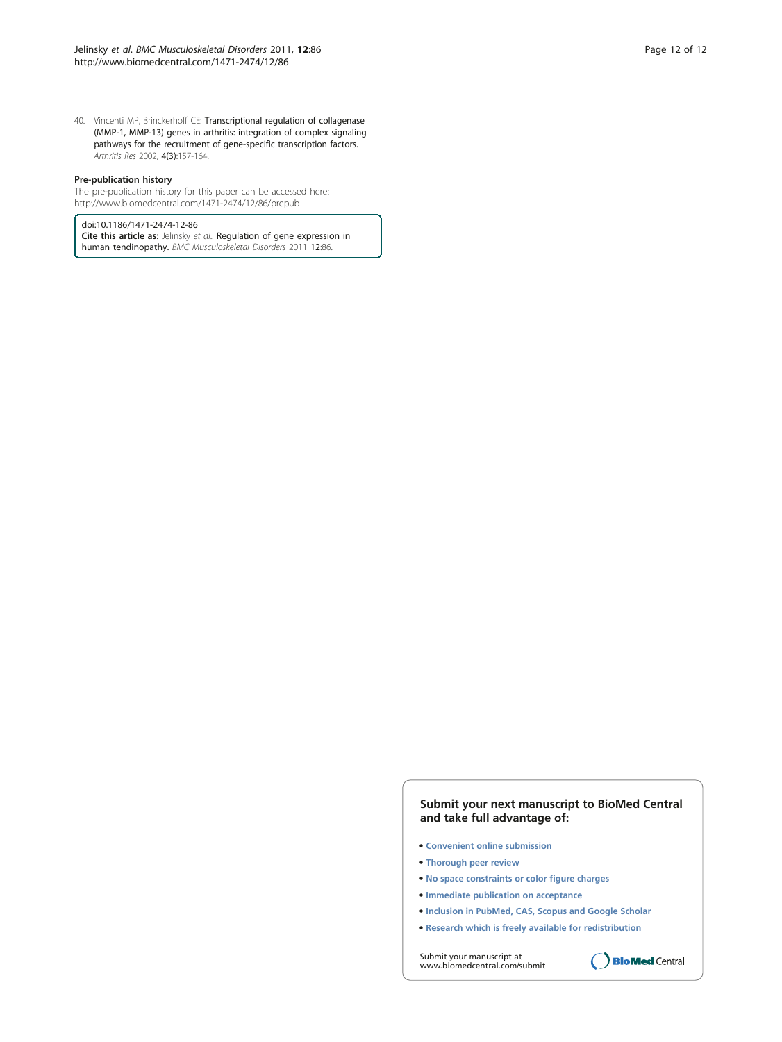40. Vincenti MP, Brinckerhoff CE: **Transcriptional regulation of collagenase (MMP-1, MMP-13) genes in arthritis: integration of complex signaling pathways for the recruitment of gene-specific transcription factors.** *Arthritis Res* 2002, **4(3)**:157-164.

#### Pre-publication history

The pre-publication history for this paper can be accessed here:
http://www.biomedcentral.com/1471-2474/12/86/prepub

doi:10.1186/1471-2474-12-86
**Cite this article as:** Jelinsky *et al.*: Regulation of gene expression in human tendinopathy. *BMC Musculoskeletal Disorders* 2011 **12**:86.

**Submit your next manuscript to BioMed Central and take full advantage of:**

- **Convenient online submission**
- **Thorough peer review**
- **No space constraints or color figure charges**
- **Immediate publication on acceptance**
- **Inclusion in PubMed, CAS, Scopus and Google Scholar**
- **Research which is freely available for redistribution**

Submit your manuscript at
www.biomedcentral.com/submit

BioMed Central